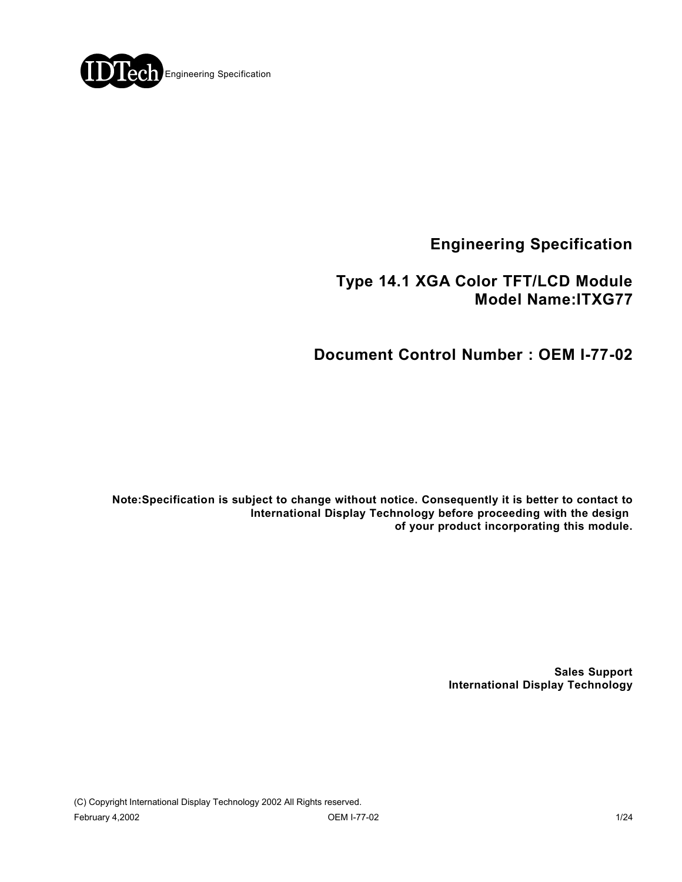# Engineering Specification

## Type 14.1 XGA Color TFT/LCD Module
## Model Name:ITXG77

## Document Control Number : OEM I-77-02

**Note:Specification is subject to change without notice. Consequently it is better to contact to International Display Technology before proceeding with the design of your product incorporating this module.**

**Sales Support**
**International Display Technology**

(C) Copyright International Display Technology 2002 All Rights reserved.

February 4,2002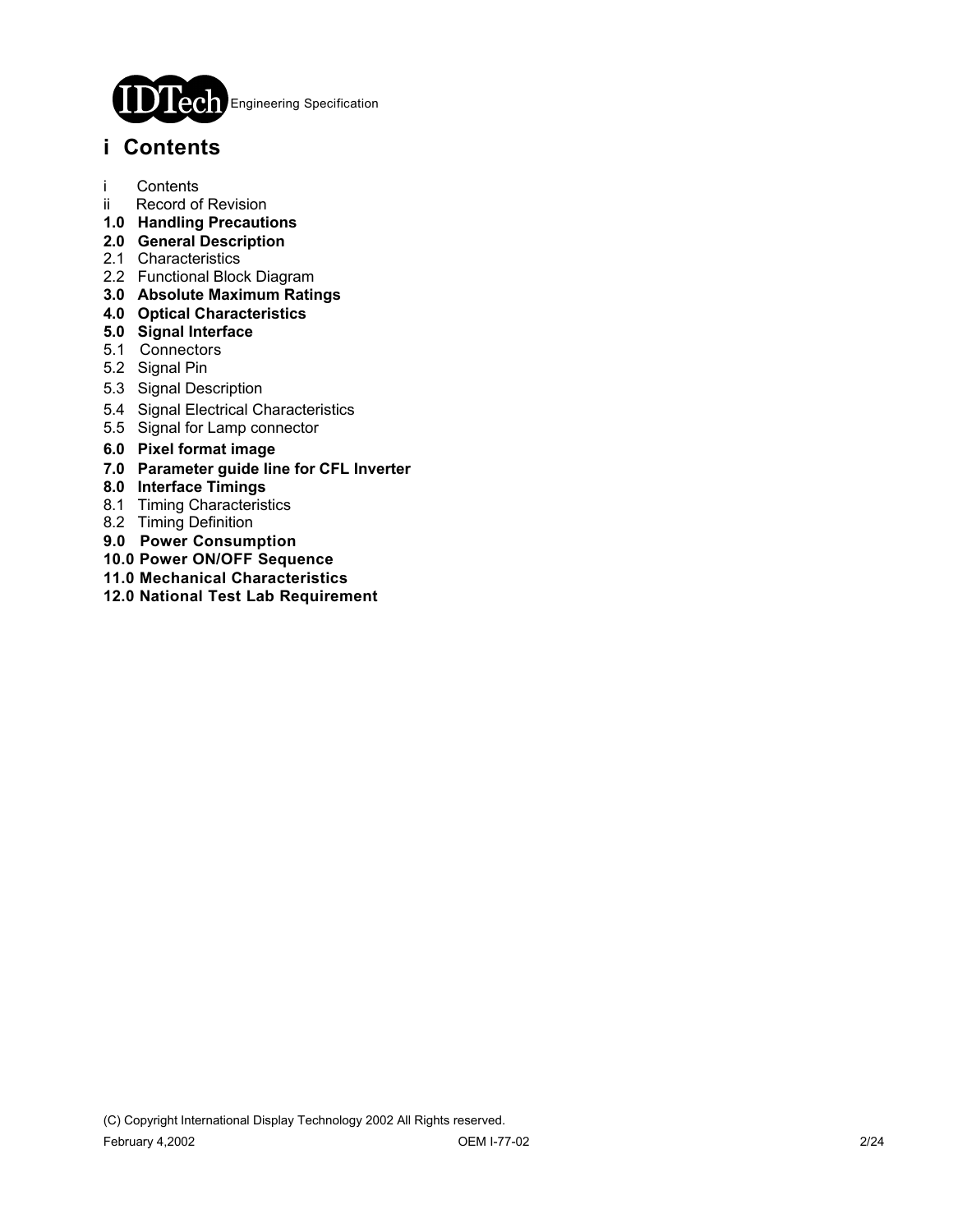# i Contents

- i Contents
- ii Record of Revision
- **1.0 Handling Precautions**
- **2.0 General Description**
- 2.1 Characteristics
- 2.2 Functional Block Diagram
- **3.0 Absolute Maximum Ratings**
- **4.0 Optical Characteristics**
- **5.0 Signal Interface**
- 5.1 Connectors
- 5.2 Signal Pin
- 5.3 Signal Description
- 5.4 Signal Electrical Characteristics
- 5.5 Signal for Lamp connector
- **6.0 Pixel format image**
- **7.0 Parameter guide line for CFL Inverter**
- **8.0 Interface Timings**
- 8.1 Timing Characteristics
- 8.2 Timing Definition
- **9.0 Power Consumption**
- **10.0 Power ON/OFF Sequence**
- **11.0 Mechanical Characteristics**
- **12.0 National Test Lab Requirement**

(C) Copyright International Display Technology 2002 All Rights reserved.

February 4,2002 OEM I-77-02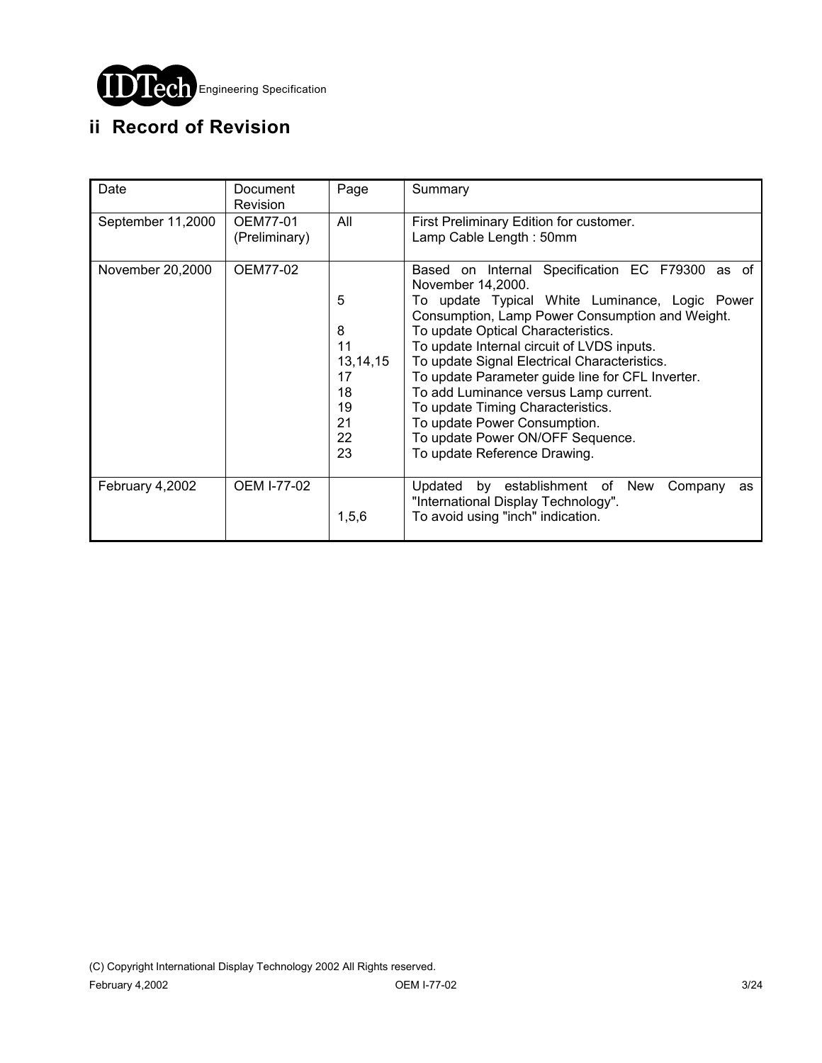## ii Record of Revision

| Date | Document Revision | Page | Summary |
|---|---|---|---|
| September 11,2000 | OEM77-01 (Preliminary) | All | First Preliminary Edition for customer.<br>Lamp Cable Length : 50mm |
| November 20,2000 | OEM77-02 | <br>5<br>8<br>11<br>13,14,15<br>17<br>18<br>19<br>21<br>22<br>23 | Based on Internal Specification EC F79300 as of November 14,2000.<br>To update Typical White Luminance, Logic Power Consumption, Lamp Power Consumption and Weight.<br>To update Optical Characteristics.<br>To update Internal circuit of LVDS inputs.<br>To update Signal Electrical Characteristics.<br>To update Parameter guide line for CFL Inverter.<br>To add Luminance versus Lamp current.<br>To update Timing Characteristics.<br>To update Power Consumption.<br>To update Power ON/OFF Sequence.<br>To update Reference Drawing. |
| February 4,2002 | OEM I-77-02 | <br>1,5,6 | Updated by establishment of New Company as "International Display Technology".<br>To avoid using "inch" indication. |

(C) Copyright International Display Technology 2002 All Rights reserved.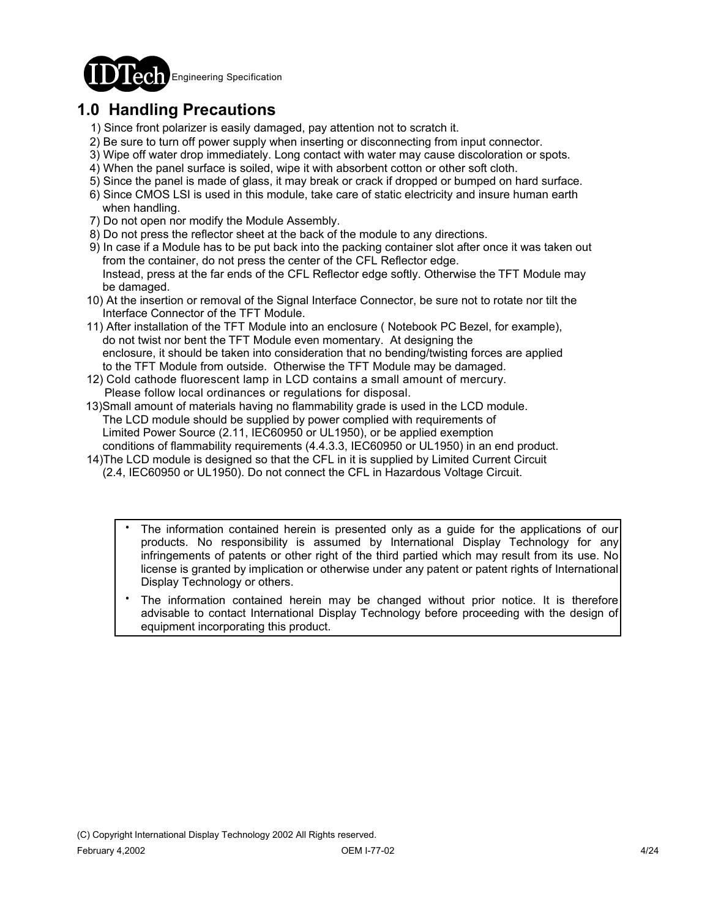## 1.0 Handling Precautions

1) Since front polarizer is easily damaged, pay attention not to scratch it.
2) Be sure to turn off power supply when inserting or disconnecting from input connector.
3) Wipe off water drop immediately. Long contact with water may cause discoloration or spots.
4) When the panel surface is soiled, wipe it with absorbent cotton or other soft cloth.
5) Since the panel is made of glass, it may break or crack if dropped or bumped on hard surface.
6) Since CMOS LSI is used in this module, take care of static electricity and insure human earth when handling.
7) Do not open nor modify the Module Assembly.
8) Do not press the reflector sheet at the back of the module to any directions.
9) In case if a Module has to be put back into the packing container slot after once it was taken out from the container, do not press the center of the CFL Reflector edge. Instead, press at the far ends of the CFL Reflector edge softly. Otherwise the TFT Module may be damaged.
10) At the insertion or removal of the Signal Interface Connector, be sure not to rotate nor tilt the Interface Connector of the TFT Module.
11) After installation of the TFT Module into an enclosure ( Notebook PC Bezel, for example), do not twist nor bent the TFT Module even momentary. At designing the enclosure, it should be taken into consideration that no bending/twisting forces are applied to the TFT Module from outside. Otherwise the TFT Module may be damaged.
12) Cold cathode fluorescent lamp in LCD contains a small amount of mercury. Please follow local ordinances or regulations for disposal.
13)Small amount of materials having no flammability grade is used in the LCD module. The LCD module should be supplied by power complied with requirements of Limited Power Source (2.11, IEC60950 or UL1950), or be applied exemption conditions of flammability requirements (4.4.3.3, IEC60950 or UL1950) in an end product.
14)The LCD module is designed so that the CFL in it is supplied by Limited Current Circuit (2.4, IEC60950 or UL1950). Do not connect the CFL in Hazardous Voltage Circuit.

- The information contained herein is presented only as a guide for the applications of our products. No responsibility is assumed by International Display Technology for any infringements of patents or other right of the third partied which may result from its use. No license is granted by implication or otherwise under any patent or patent rights of International Display Technology or others.
- The information contained herein may be changed without prior notice. It is therefore advisable to contact International Display Technology before proceeding with the design of equipment incorporating this product.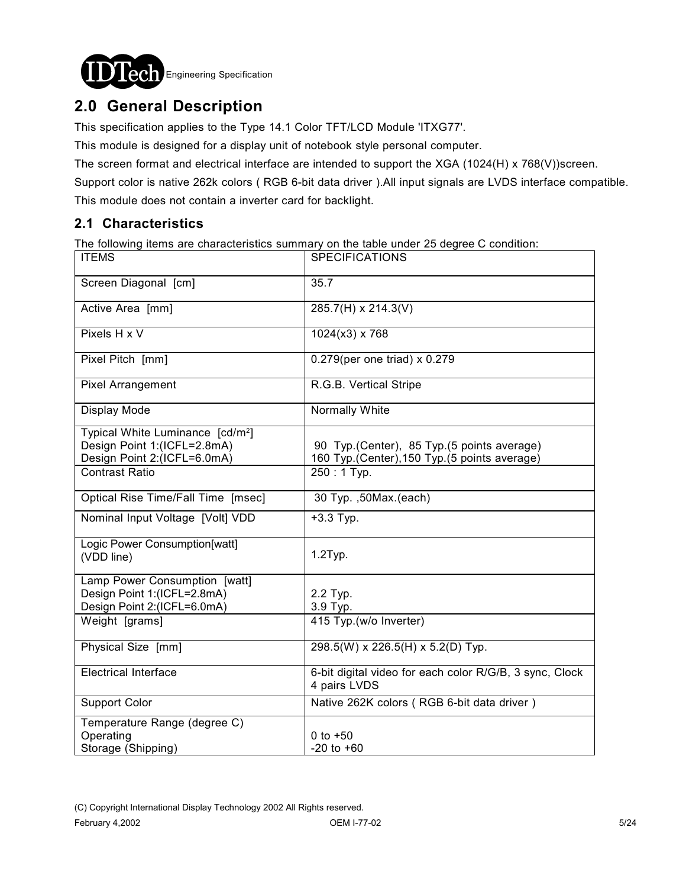## 2.0 General Description

This specification applies to the Type 14.1 Color TFT/LCD Module 'ITXG77'.

This module is designed for a display unit of notebook style personal computer.

The screen format and electrical interface are intended to support the XGA (1024(H) x 768(V))screen.

Support color is native 262k colors ( RGB 6-bit data driver ).All input signals are LVDS interface compatible.

This module does not contain a inverter card for backlight.

### 2.1 Characteristics

The following items are characteristics summary on the table under 25 degree C condition:

| ITEMS | SPECIFICATIONS |
|---|---|
| Screen Diagonal [cm] | 35.7 |
| Active Area [mm] | 285.7(H) x 214.3(V) |
| Pixels H x V | 1024(x3) x 768 |
| Pixel Pitch [mm] | 0.279(per one triad) x 0.279 |
| Pixel Arrangement | R.G.B. Vertical Stripe |
| Display Mode | Normally White |
| Typical White Luminance [cd/m$^2$]<br>Design Point 1:(ICFL=2.8mA)<br>Design Point 2:(ICFL=6.0mA) | <br>90 Typ.(Center), 85 Typ.(5 points average)<br>160 Typ.(Center),150 Typ.(5 points average) |
| Contrast Ratio | 250 : 1 Typ. |
| Optical Rise Time/Fall Time [msec] | 30 Typ. ,50Max.(each) |
| Nominal Input Voltage [Volt] VDD | +3.3 Typ. |
| Logic Power Consumption[watt]<br>(VDD line) | 1.2Typ. |
| Lamp Power Consumption [watt]<br>Design Point 1:(ICFL=2.8mA)<br>Design Point 2:(ICFL=6.0mA) | <br>2.2 Typ.<br>3.9 Typ. |
| Weight [grams] | 415 Typ.(w/o Inverter) |
| Physical Size [mm] | 298.5(W) x 226.5(H) x 5.2(D) Typ. |
| Electrical Interface | 6-bit digital video for each color R/G/B, 3 sync, Clock 4 pairs LVDS |
| Support Color | Native 262K colors ( RGB 6-bit data driver ) |
| Temperature Range (degree C)<br>Operating<br>Storage (Shipping) | <br>0 to +50<br>-20 to +60 |

(C) Copyright International Display Technology 2002 All Rights reserved.

February 4,2002 OEM I-77-02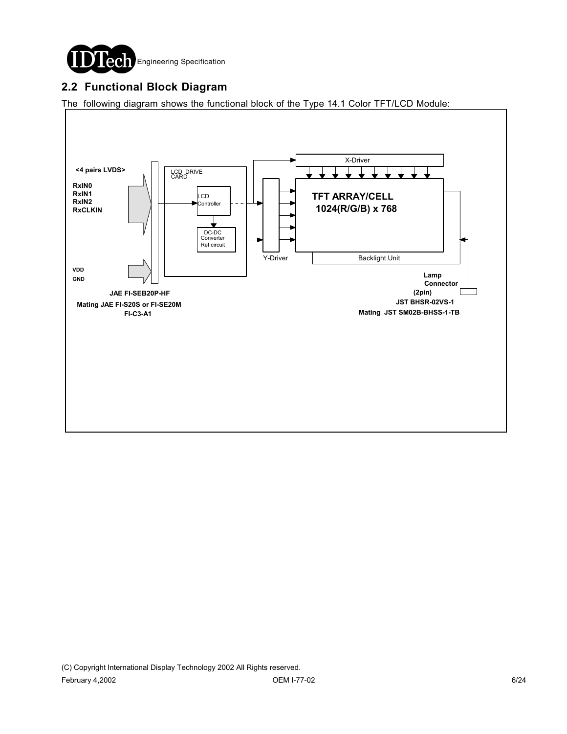## 2.2 Functional Block Diagram

The following diagram shows the functional block of the Type 14.1 Color TFT/LCD Module:

<4 pairs LVDS>

RxIN0
RxIN1
RxIN2
RxCLKIN

VDD
GND

JAE FI-SEB20P-HF
Mating JAE FI-S20S or FI-SE20M
FI-C3-A1

LCD DRIVE CARD

LCD Controller

DC-DC Converter Ref circuit

X-Driver

Y-Driver

TFT ARRAY/CELL
1024(R/G/B) x 768

Backlight Unit

Lamp Connector (2pin)
JST BHSR-02VS-1
Mating JST SM02B-BHSS-1-TB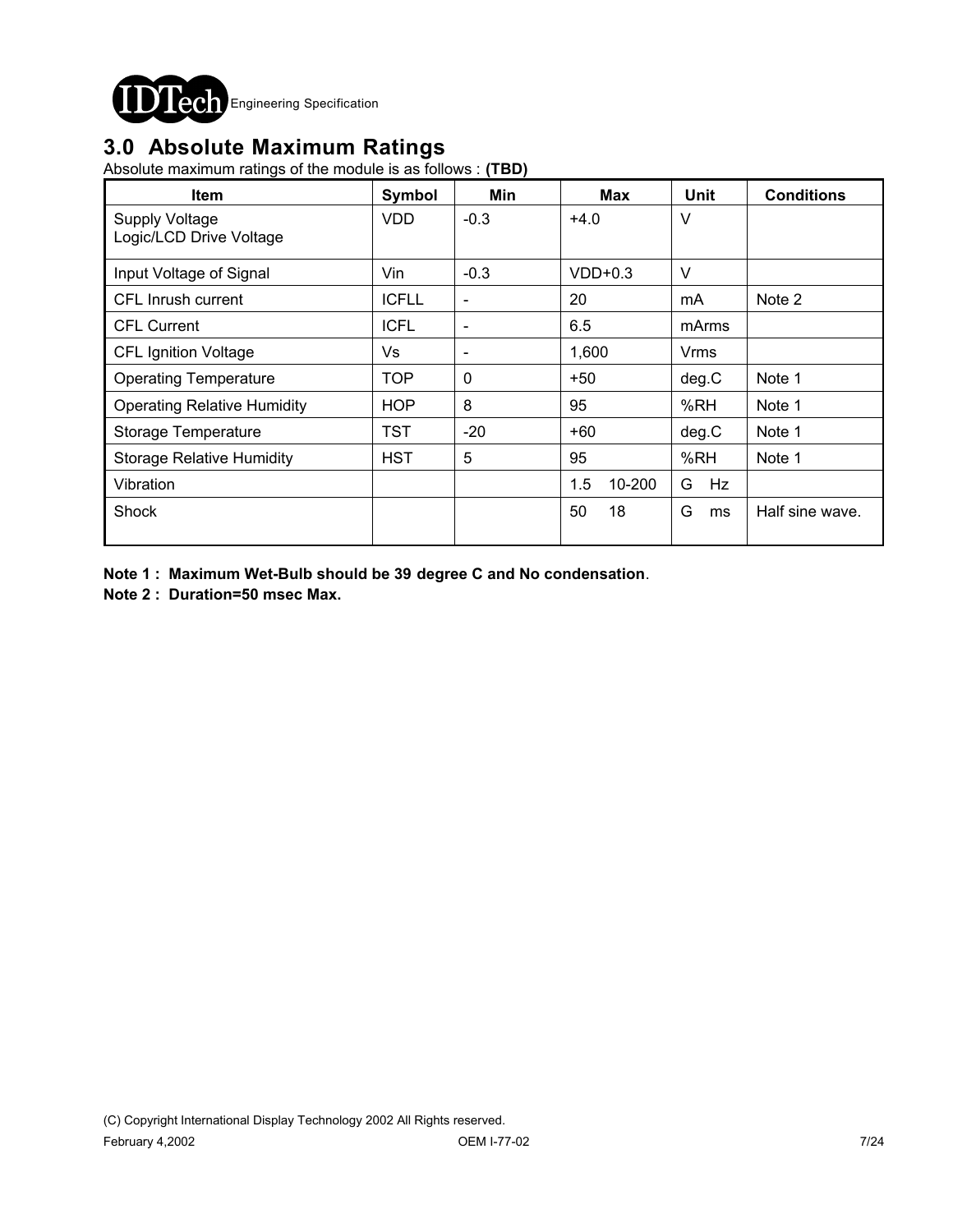## 3.0 Absolute Maximum Ratings

Absolute maximum ratings of the module is as follows : **(TBD)**

| Item | Symbol | Min | Max | Unit | Conditions |
|---|---|---|---|---|---|
| Supply Voltage<br>Logic/LCD Drive Voltage | VDD | -0.3 | +4.0 | V | |
| Input Voltage of Signal | Vin | -0.3 | VDD+0.3 | V | |
| CFL Inrush current | ICFLL | - | 20 | mA | Note 2 |
| CFL Current | ICFL | - | 6.5 | mArms | |
| CFL Ignition Voltage | Vs | - | 1,600 | Vrms | |
| Operating Temperature | TOP | 0 | +50 | deg.C | Note 1 |
| Operating Relative Humidity | HOP | 8 | 95 | %RH | Note 1 |
| Storage Temperature | TST | -20 | +60 | deg.C | Note 1 |
| Storage Relative Humidity | HST | 5 | 95 | %RH | Note 1 |
| Vibration | | | 1.5 10-200 | G Hz | |
| Shock | | | 50 18 | G ms | Half sine wave. |

**Note 1 : Maximum Wet-Bulb should be 39 degree C and No condensation**.

**Note 2 : Duration=50 msec Max.**

(C) Copyright International Display Technology 2002 All Rights reserved.

February 4,2002 OEM I-77-02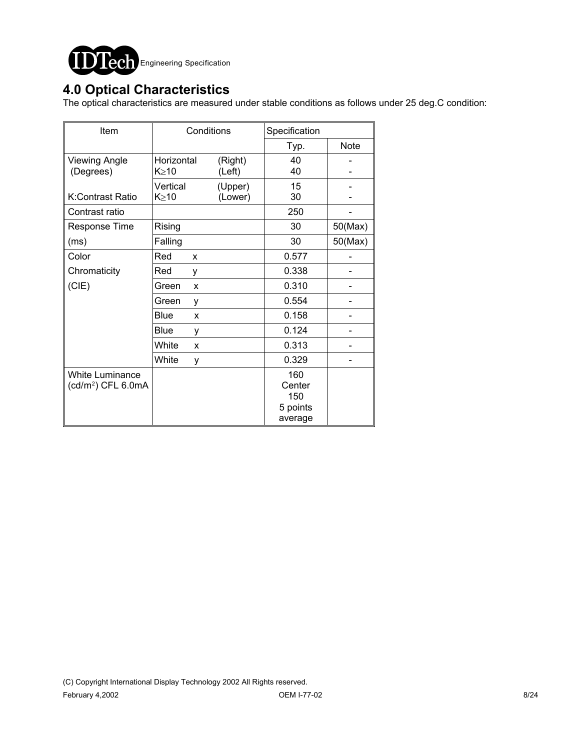## 4.0 Optical Characteristics

The optical characteristics are measured under stable conditions as follows under 25 deg.C condition:

| Item | Conditions | | Specification | |
|---|---|---|---|---|
| | | | Typ. | Note |
| Viewing Angle (Degrees) | Horizontal K≥10 | (Right)<br>(Left) | 40<br>40 | -<br>- |
| K:Contrast Ratio | Vertical K≥10 | (Upper)<br>(Lower) | 15<br>30 | -<br>- |
| Contrast ratio | | | 250 | - |
| Response Time | Rising | | 30 | 50(Max) |
| (ms) | Falling | | 30 | 50(Max) |
| Color | Red x | | 0.577 | - |
| Chromaticity | Red y | | 0.338 | - |
| (CIE) | Green x | | 0.310 | - |
| | Green y | | 0.554 | - |
| | Blue x | | 0.158 | - |
| | Blue y | | 0.124 | - |
| | White x | | 0.313 | - |
| | White y | | 0.329 | - |
| White Luminance ($cd/m^2$) CFL 6.0mA | | | 160 Center<br>150 5 points average | |

(C) Copyright International Display Technology 2002 All Rights reserved.

February 4,2002 OEM I-77-02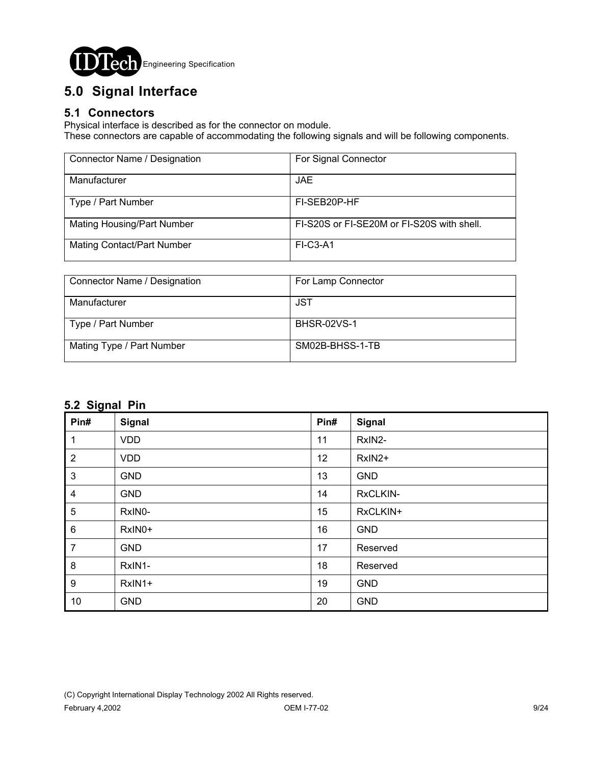# 5.0 Signal Interface

## 5.1 Connectors

Physical interface is described as for the connector on module.
These connectors are capable of accommodating the following signals and will be following components.

| Connector Name / Designation | For Signal Connector |
|---|---|
| Manufacturer | JAE |
| Type / Part Number | FI-SEB20P-HF |
| Mating Housing/Part Number | FI-S20S or FI-SE20M or FI-S20S with shell. |
| Mating Contact/Part Number | FI-C3-A1 |

| Connector Name / Designation | For Lamp Connector |
|---|---|
| Manufacturer | JST |
| Type / Part Number | BHSR-02VS-1 |
| Mating Type / Part Number | SM02B-BHSS-1-TB |

## 5.2 Signal Pin

| Pin# | Signal | Pin# | Signal |
|---|---|---|---|
| 1 | VDD | 11 | RxIN2- |
| 2 | VDD | 12 | RxIN2+ |
| 3 | GND | 13 | GND |
| 4 | GND | 14 | RxCLKIN- |
| 5 | RxIN0- | 15 | RxCLKIN+ |
| 6 | RxIN0+ | 16 | GND |
| 7 | GND | 17 | Reserved |
| 8 | RxIN1- | 18 | Reserved |
| 9 | RxIN1+ | 19 | GND |
| 10 | GND | 20 | GND |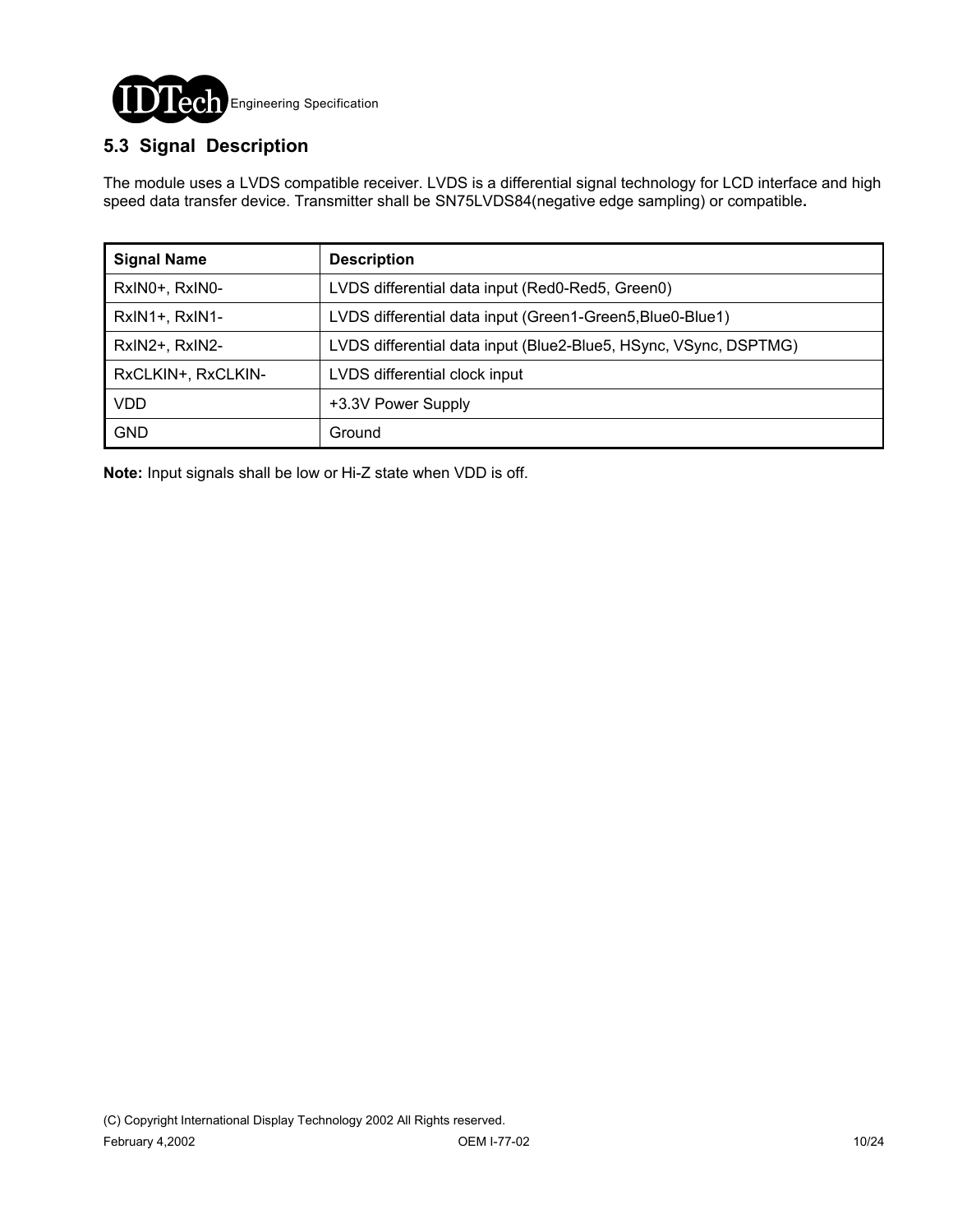## 5.3 Signal Description

The module uses a LVDS compatible receiver. LVDS is a differential signal technology for LCD interface and high speed data transfer device. Transmitter shall be SN75LVDS84(negative edge sampling) or compatible**.**

| Signal Name | Description |
|---|---|
| RxIN0+, RxIN0- | LVDS differential data input (Red0-Red5, Green0) |
| RxIN1+, RxIN1- | LVDS differential data input (Green1-Green5,Blue0-Blue1) |
| RxIN2+, RxIN2- | LVDS differential data input (Blue2-Blue5, HSync, VSync, DSPTMG) |
| RxCLKIN+, RxCLKIN- | LVDS differential clock input |
| VDD | +3.3V Power Supply |
| GND | Ground |

**Note:** Input signals shall be low or Hi-Z state when VDD is off.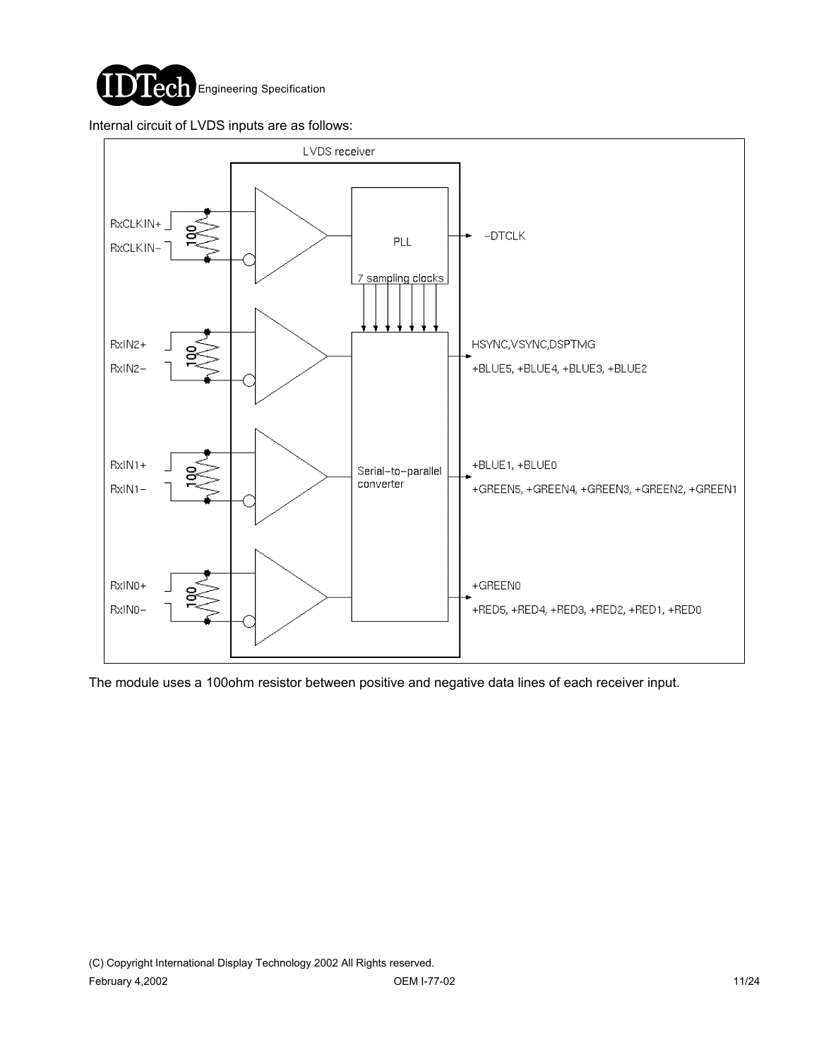Internal circuit of LVDS inputs are as follows:

LVDS receiver

RxCLKIN+
RxCLKIN-
100
PLL
-DTCLK
7 sampling clocks

RxIN2+
RxIN2-
100
HSYNC,VSYNC,DSPTMG
+BLUE5, +BLUE4, +BLUE3, +BLUE2

RxIN1+
RxIN1-
100
Serial-to-parallel converter
+BLUE1, +BLUE0
+GREEN5, +GREEN4, +GREEN3, +GREEN2, +GREEN1

RxIN0+
RxIN0-
100
+GREEN0
+RED5, +RED4, +RED3, +RED2, +RED1, +RED0

The module uses a 100ohm resistor between positive and negative data lines of each receiver input.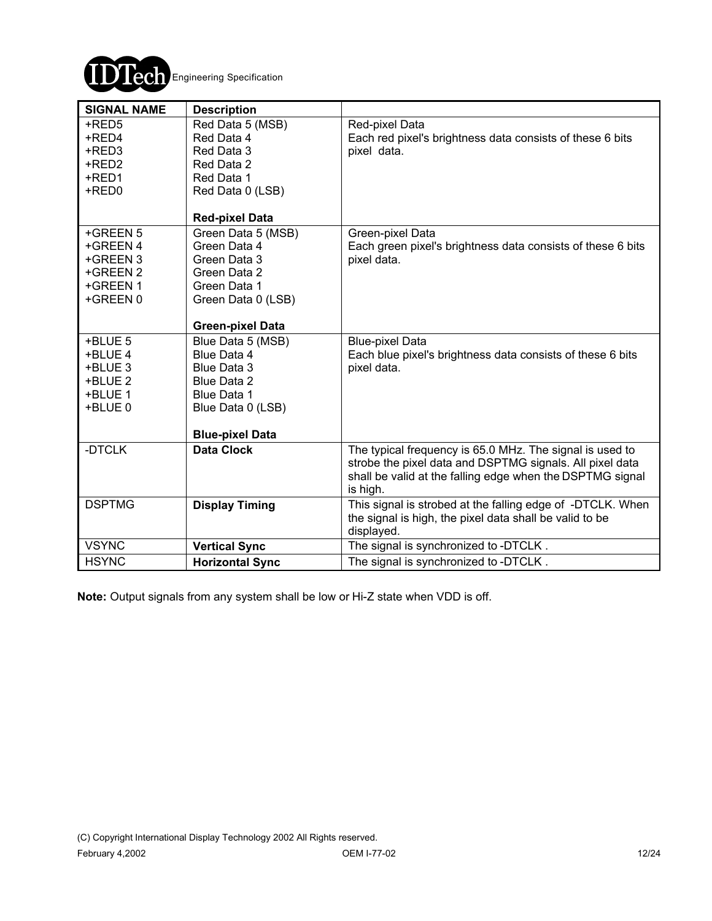| SIGNAL NAME | Description | |
|---|---|---|
| +RED5<br>+RED4<br>+RED3<br>+RED2<br>+RED1<br>+RED0 | Red Data 5 (MSB)<br>Red Data 4<br>Red Data 3<br>Red Data 2<br>Red Data 1<br>Red Data 0 (LSB)<br><br>**Red-pixel Data** | Red-pixel Data<br>Each red pixel's brightness data consists of these 6 bits pixel data. |
| +GREEN 5<br>+GREEN 4<br>+GREEN 3<br>+GREEN 2<br>+GREEN 1<br>+GREEN 0 | Green Data 5 (MSB)<br>Green Data 4<br>Green Data 3<br>Green Data 2<br>Green Data 1<br>Green Data 0 (LSB)<br><br>**Green-pixel Data** | Green-pixel Data<br>Each green pixel's brightness data consists of these 6 bits pixel data. |
| +BLUE 5<br>+BLUE 4<br>+BLUE 3<br>+BLUE 2<br>+BLUE 1<br>+BLUE 0 | Blue Data 5 (MSB)<br>Blue Data 4<br>Blue Data 3<br>Blue Data 2<br>Blue Data 1<br>Blue Data 0 (LSB)<br><br>**Blue-pixel Data** | Blue-pixel Data<br>Each blue pixel's brightness data consists of these 6 bits pixel data. |
| -DTCLK | **Data Clock** | The typical frequency is 65.0 MHz. The signal is used to strobe the pixel data and DSPTMG signals. All pixel data shall be valid at the falling edge when the DSPTMG signal is high. |
| DSPTMG | **Display Timing** | This signal is strobed at the falling edge of -DTCLK. When the signal is high, the pixel data shall be valid to be displayed. |
| VSYNC | **Vertical Sync** | The signal is synchronized to -DTCLK . |
| HSYNC | **Horizontal Sync** | The signal is synchronized to -DTCLK . |

**Note:** Output signals from any system shall be low or Hi-Z state when VDD is off.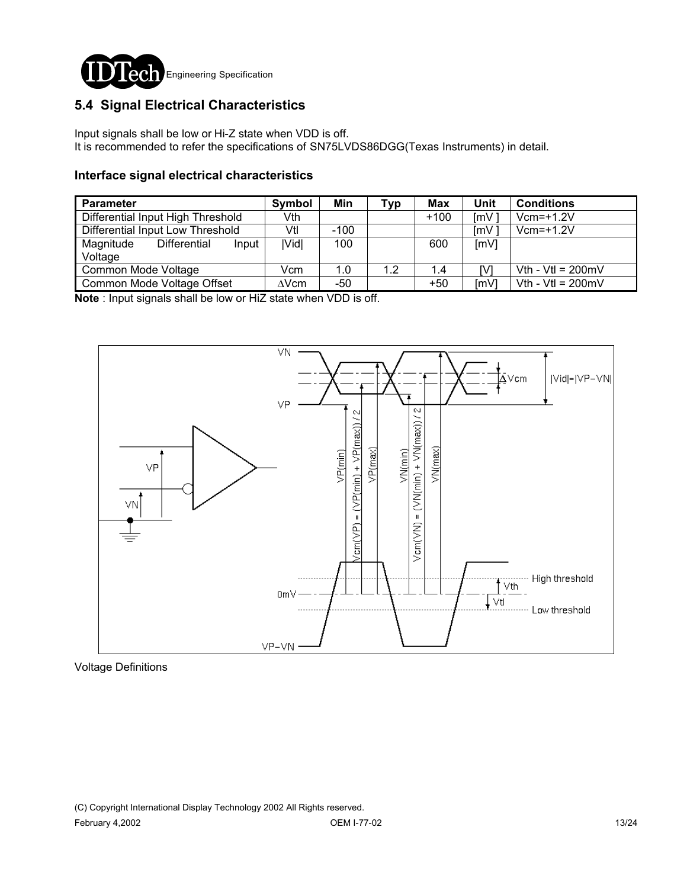## 5.4 Signal Electrical Characteristics

Input signals shall be low or Hi-Z state when VDD is off.
It is recommended to refer the specifications of SN75LVDS86DGG(Texas Instruments) in detail.

### Interface signal electrical characteristics

| Parameter | Symbol | Min | Typ | Max | Unit | Conditions |
|---|---|---|---|---|---|---|
| Differential Input High Threshold | Vth | | | +100 | [mV ] | Vcm=+1.2V |
| Differential Input Low Threshold | Vtl | -100 | | | [mV ] | Vcm=+1.2V |
| Magnitude Differential Input Voltage | \|Vid\| | 100 | | 600 | [mV] | |
| Common Mode Voltage | Vcm | 1.0 | 1.2 | 1.4 | [V] | Vth - Vtl = 200mV |
| Common Mode Voltage Offset | ∆Vcm | -50 | | +50 | [mV] | Vth - Vtl = 200mV |

**Note** : Input signals shall be low or HiZ state when VDD is off.

Voltage Definitions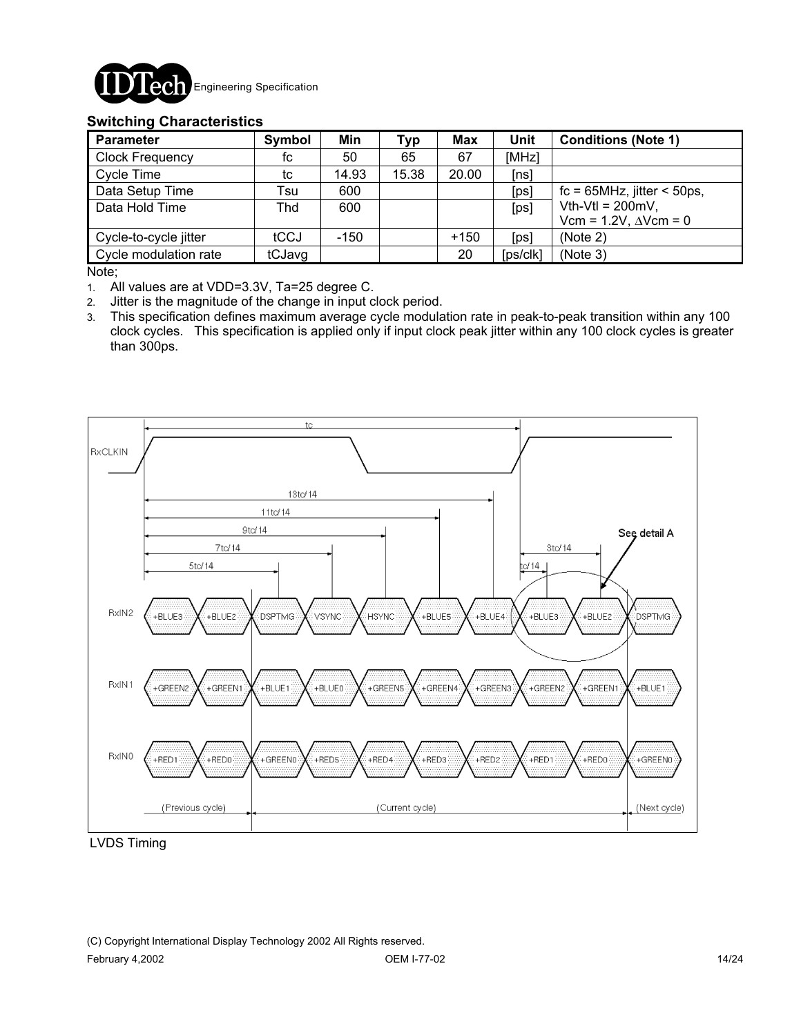## Switching Characteristics

| Parameter | Symbol | Min | Typ | Max | Unit | Conditions (Note 1) |
|---|---|---|---|---|---|---|
| Clock Frequency | fc | 50 | 65 | 67 | [MHz] | |
| Cycle Time | tc | 14.93 | 15.38 | 20.00 | [ns] | |
| Data Setup Time | Tsu | 600 | | | [ps] | fc = 65MHz, jitter < 50ps, |
| Data Hold Time | Thd | 600 | | | [ps] | Vth-Vtl = 200mV, Vcm = 1.2V, ΔVcm = 0 |
| Cycle-to-cycle jitter | tCCJ | -150 | | +150 | [ps] | (Note 2) |
| Cycle modulation rate | tCJavg | | | 20 | [ps/clk] | (Note 3) |

Note;

1. All values are at VDD=3.3V, Ta=25 degree C.
2. Jitter is the magnitude of the change in input clock period.
3. This specification defines maximum average cycle modulation rate in peak-to-peak transition within any 100 clock cycles. This specification is applied only if input clock peak jitter within any 100 clock cycles is greater than 300ps.

LVDS Timing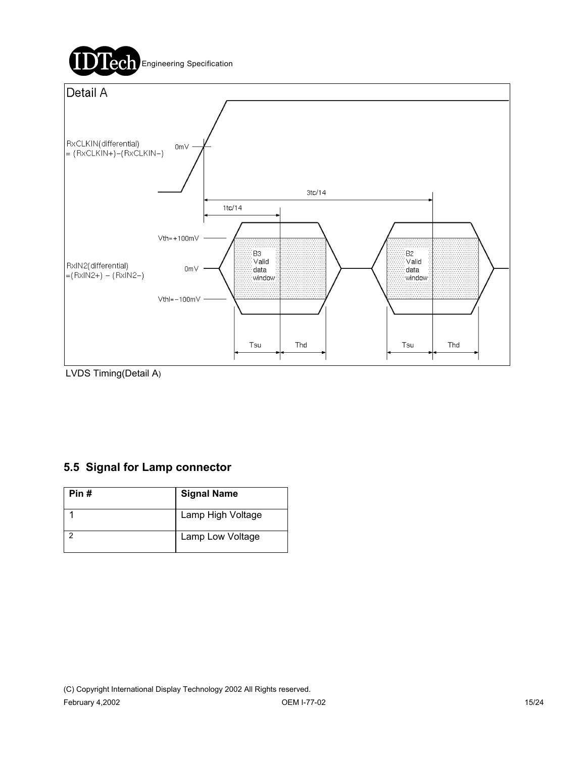Detail A

RxCLKIN(differential) = (RxCLKIN+)−(RxCLKIN−)

0mV

3tc/14

1tc/14

Vth=+100mV

RxIN2(differential) =(RxIN2+) − (RxIN2−)

0mV

Vthl=−100mV

B3 Valid data window

B2 Valid data window

Tsu Thd Tsu Thd

LVDS Timing(Detail A)

## 5.5 Signal for Lamp connector

| Pin # | Signal Name |
|---|---|
| 1 | Lamp High Voltage |
| 2 | Lamp Low Voltage |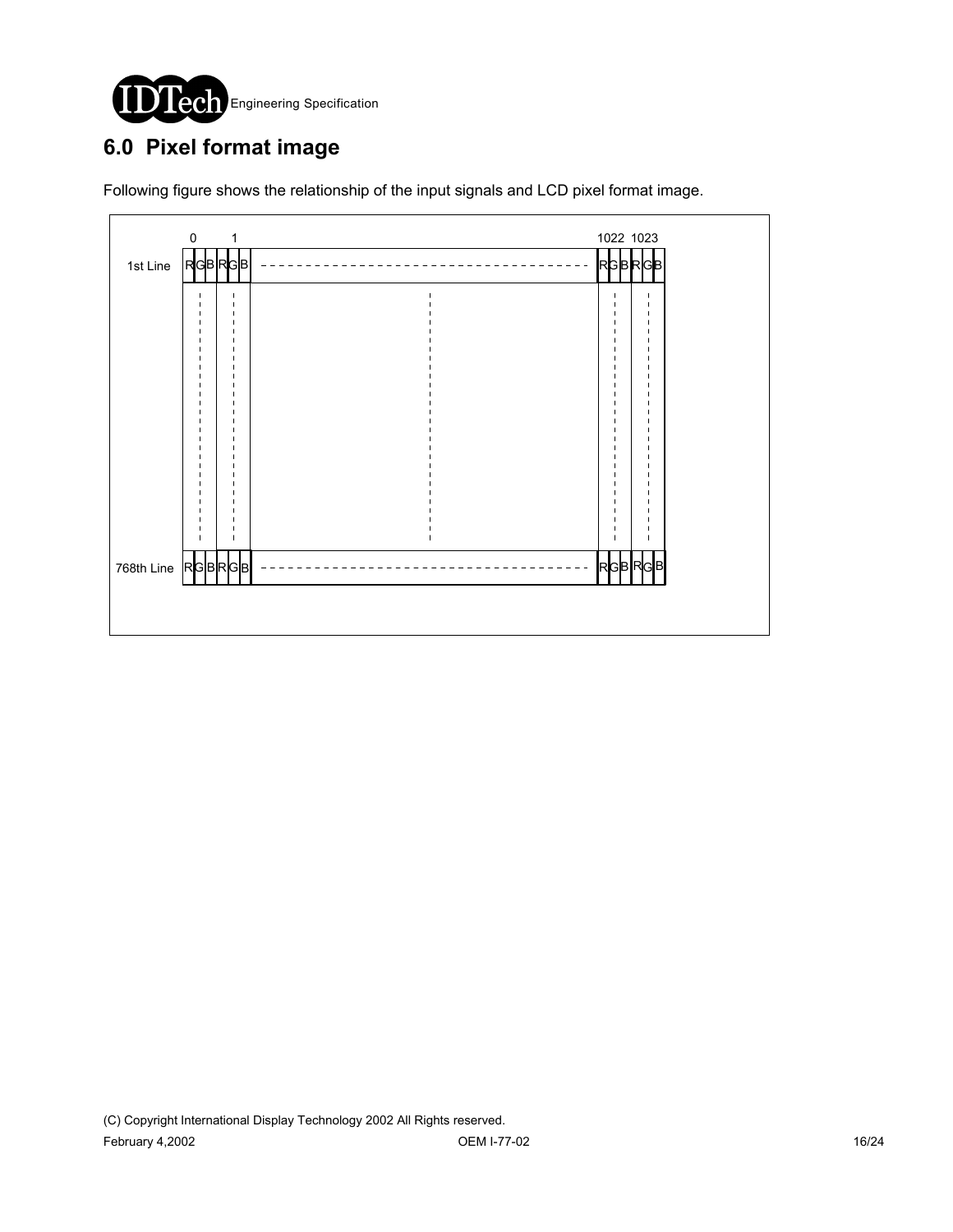# 6.0 Pixel format image

Following figure shows the relationship of the input signals and LCD pixel format image.

|  | 0 | 1 | ... | 1022 | 1023 |
|---|---|---|---|---|---|
| 1st Line | RGB | RGB | ... | RGB | RGB |
| ... | ... | ... | ... | ... | ... |
| 768th Line | RGB | RGB | ... | RGB | RGB |

(C) Copyright International Display Technology 2002 All Rights reserved.

February 4,2002 OEM I-77-02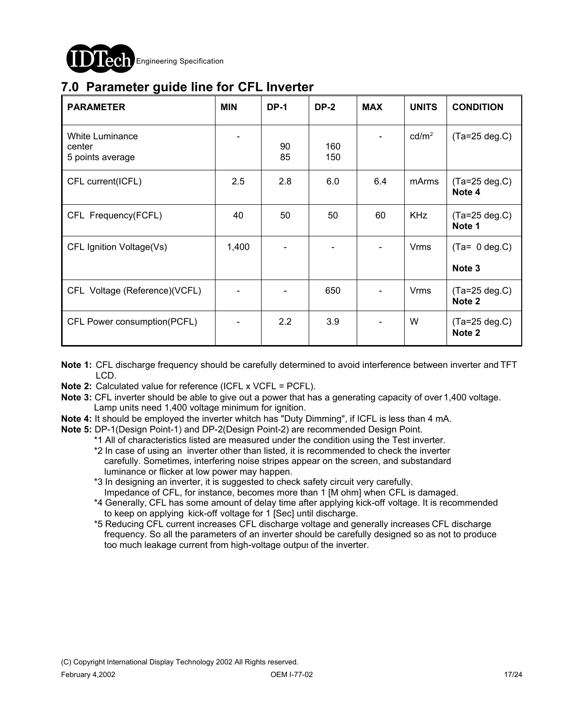## 7.0 Parameter guide line for CFL Inverter

| PARAMETER | MIN | DP-1 | DP-2 | MAX | UNITS | CONDITION |
|---|---|---|---|---|---|---|
| White Luminance<br>center<br>5 points average | - | <br>90<br>85 | <br>160<br>150 | - | cd/m$^2$ | (Ta=25 deg.C) |
| CFL current(ICFL) | 2.5 | 2.8 | 6.0 | 6.4 | mArms | (Ta=25 deg.C)<br>**Note 4** |
| CFL Frequency(FCFL) | 40 | 50 | 50 | 60 | KHz | (Ta=25 deg.C)<br>**Note 1** |
| CFL Ignition Voltage(Vs) | 1,400 | - | - | - | Vrms | (Ta= 0 deg.C)<br>**Note 3** |
| CFL Voltage (Reference)(VCFL) | - | - | 650 | - | Vrms | (Ta=25 deg.C)<br>**Note 2** |
| CFL Power consumption(PCFL) | - | 2.2 | 3.9 | - | W | (Ta=25 deg.C)<br>**Note 2** |

**Note 1:** CFL discharge frequency should be carefully determined to avoid interference between inverter and TFT LCD.

**Note 2:** Calculated value for reference (ICFL x VCFL = PCFL).

**Note 3:** CFL inverter should be able to give out a power that has a generating capacity of over 1,400 voltage. Lamp units need 1,400 voltage minimum for ignition.

**Note 4:** It should be employed the inverter whitch has "Duty Dimming", if ICFL is less than 4 mA.

**Note 5:** DP-1(Design Point-1) and DP-2(Design Point-2) are recommended Design Point.

*1 All of characteristics listed are measured under the condition using the Test inverter.

*2 In case of using an inverter other than listed, it is recommended to check the inverter carefully. Sometimes, interfering noise stripes appear on the screen, and substandard luminance or flicker at low power may happen.

*3 In designing an inverter, it is suggested to check safety circuit very carefully. Impedance of CFL, for instance, becomes more than 1 [M ohm] when CFL is damaged.

*4 Generally, CFL has some amount of delay time after applying kick-off voltage. It is recommended to keep on applying kick-off voltage for 1 [Sec] until discharge.

*5 Reducing CFL current increases CFL discharge voltage and generally increases CFL discharge frequency. So all the parameters of an inverter should be carefully designed so as not to produce too much leakage current from high-voltage output of the inverter.

(C) Copyright International Display Technology 2002 All Rights reserved.

February 4,2002 OEM I-77-02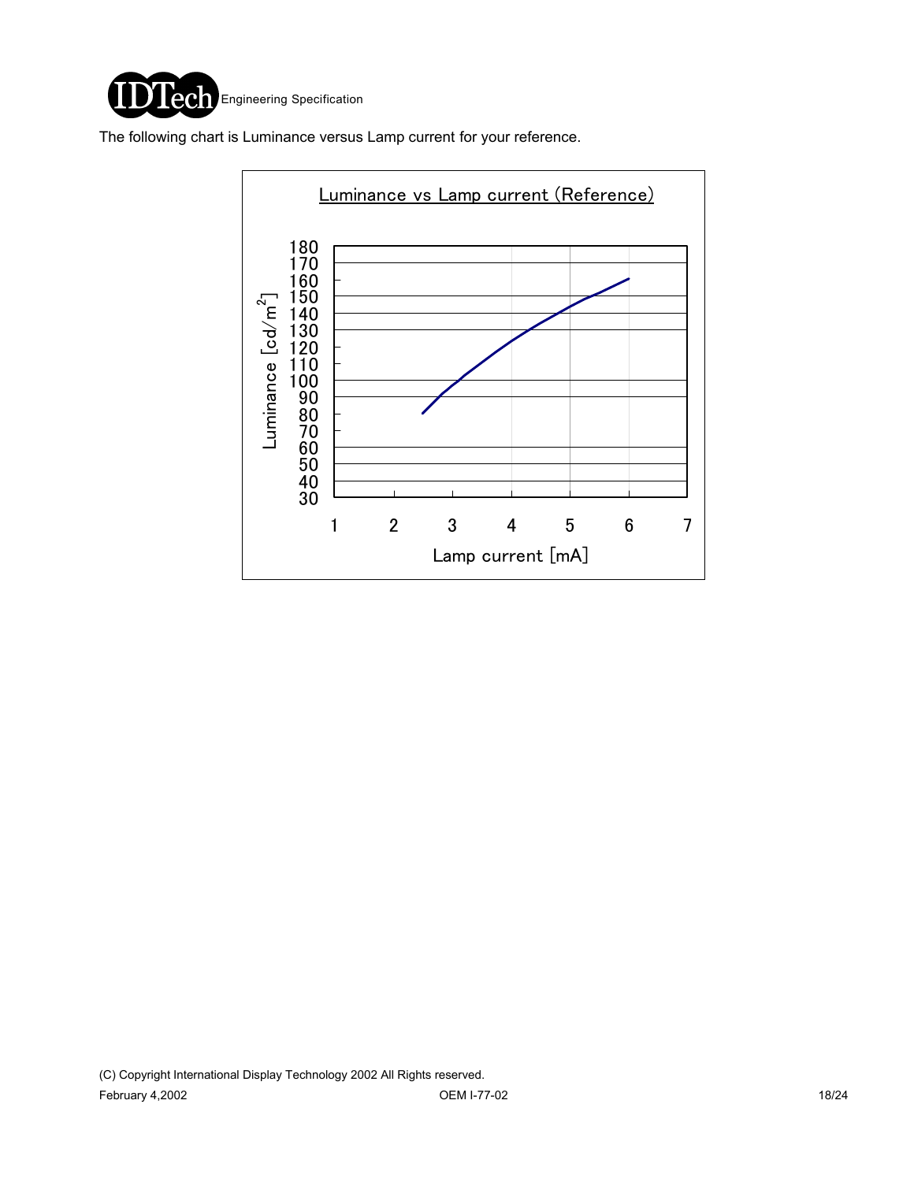The following chart is Luminance versus Lamp current for your reference.

Luminance vs Lamp current (Reference)

Luminance [cd/m$^2$]

180
170
160
150
140
130
120
110
100
90
80
70
60
50
40
30

1 2 3 4 5 6 7

Lamp current [mA]

(C) Copyright International Display Technology 2002 All Rights reserved.

February 4,2002 OEM I-77-02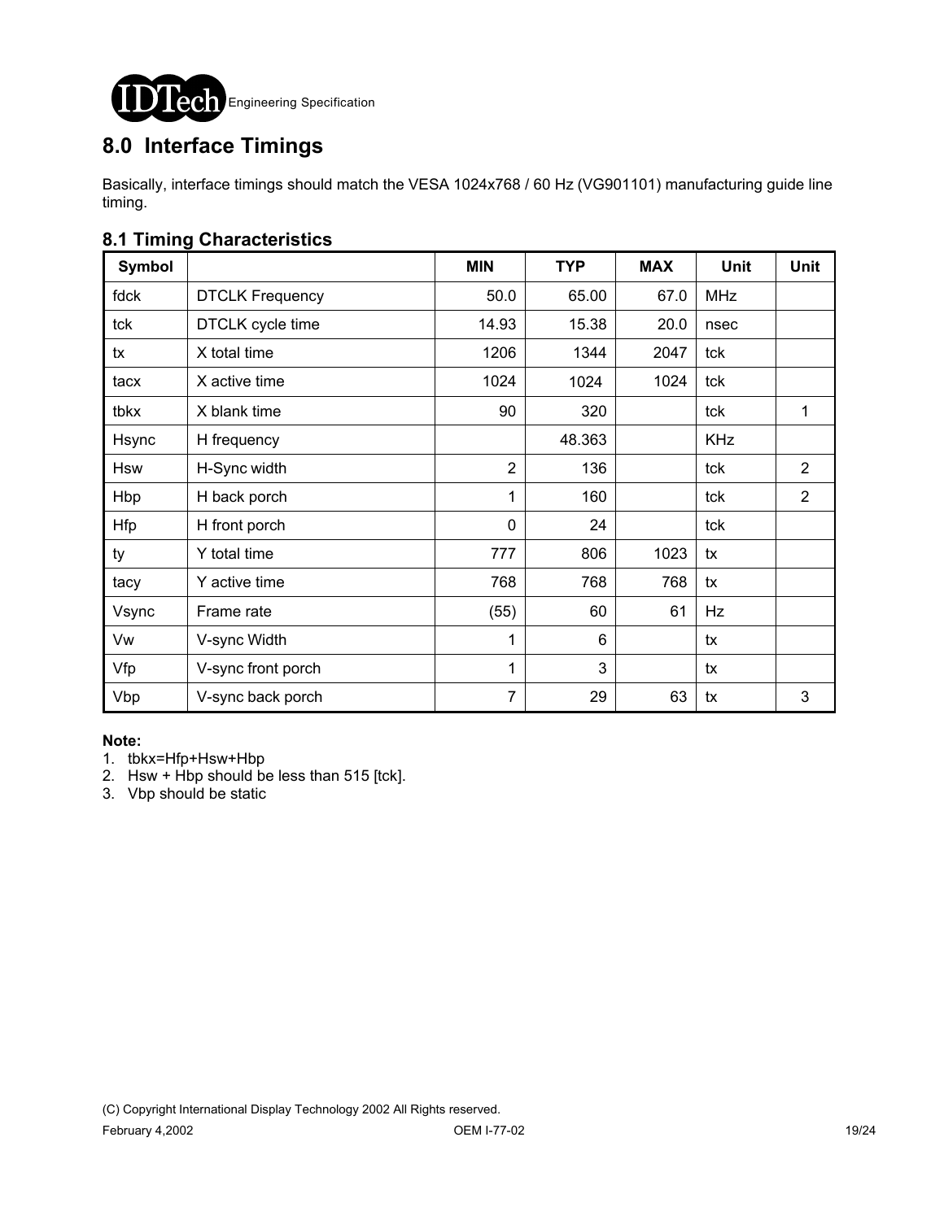## 8.0 Interface Timings

Basically, interface timings should match the VESA 1024x768 / 60 Hz (VG901101) manufacturing guide line timing.

### 8.1 Timing Characteristics

| Symbol | | MIN | TYP | MAX | Unit | Unit |
|---|---|---|---|---|---|---|
| fdck | DTCLK Frequency | 50.0 | 65.00 | 67.0 | MHz | |
| tck | DTCLK cycle time | 14.93 | 15.38 | 20.0 | nsec | |
| tx | X total time | 1206 | 1344 | 2047 | tck | |
| tacx | X active time | 1024 | 1024 | 1024 | tck | |
| tbkx | X blank time | 90 | 320 | | tck | 1 |
| Hsync | H frequency | | 48.363 | | KHz | |
| Hsw | H-Sync width | 2 | 136 | | tck | 2 |
| Hbp | H back porch | 1 | 160 | | tck | 2 |
| Hfp | H front porch | 0 | 24 | | tck | |
| ty | Y total time | 777 | 806 | 1023 | tx | |
| tacy | Y active time | 768 | 768 | 768 | tx | |
| Vsync | Frame rate | (55) | 60 | 61 | Hz | |
| Vw | V-sync Width | 1 | 6 | | tx | |
| Vfp | V-sync front porch | 1 | 3 | | tx | |
| Vbp | V-sync back porch | 7 | 29 | 63 | tx | 3 |

**Note:**

1. tbkx=Hfp+Hsw+Hbp
2. Hsw + Hbp should be less than 515 [tck].
3. Vbp should be static

(C) Copyright International Display Technology 2002 All Rights reserved.

February 4,2002 OEM I-77-02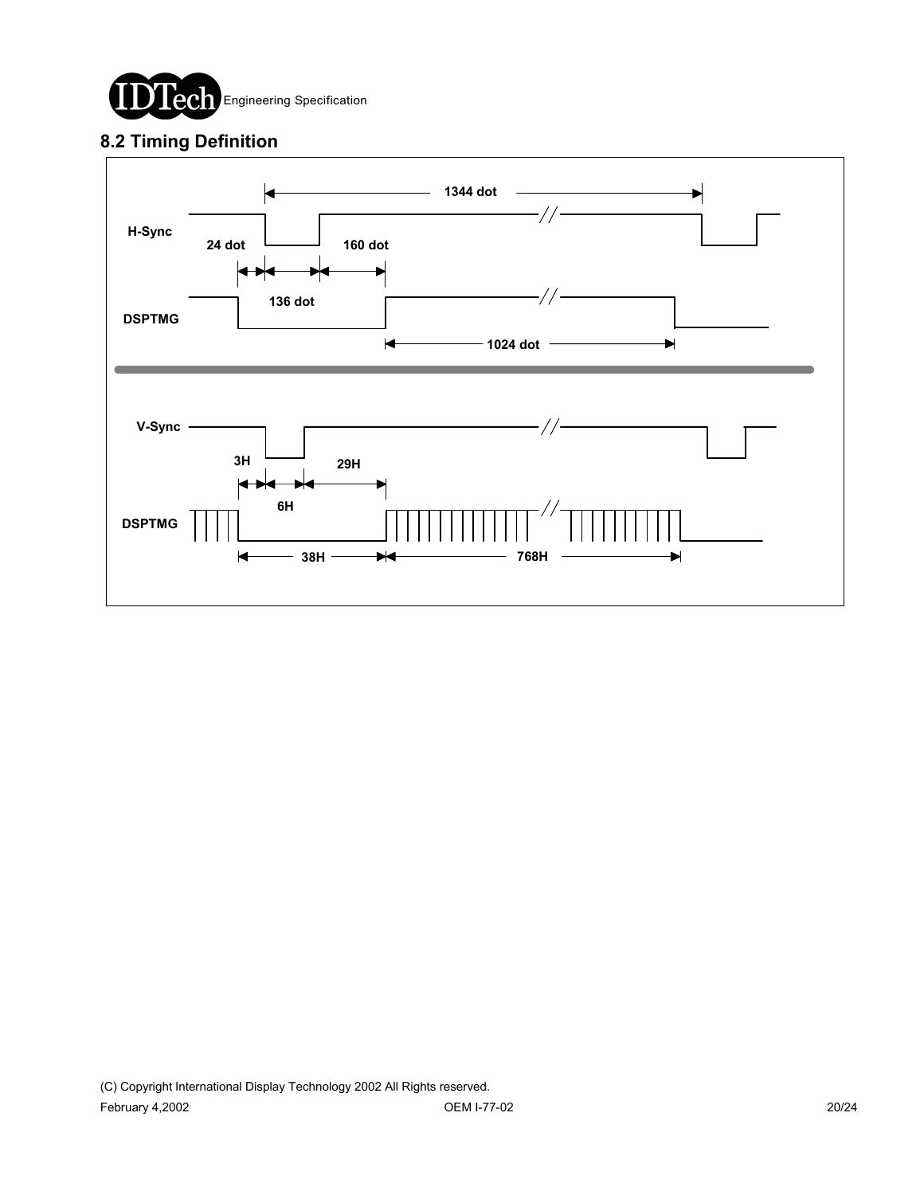## 8.2 Timing Definition

H-Sync

24 dot

136 dot

160 dot

1344 dot

DSPTMG

1024 dot

V-Sync

3H

6H

29H

DSPTMG

38H

768H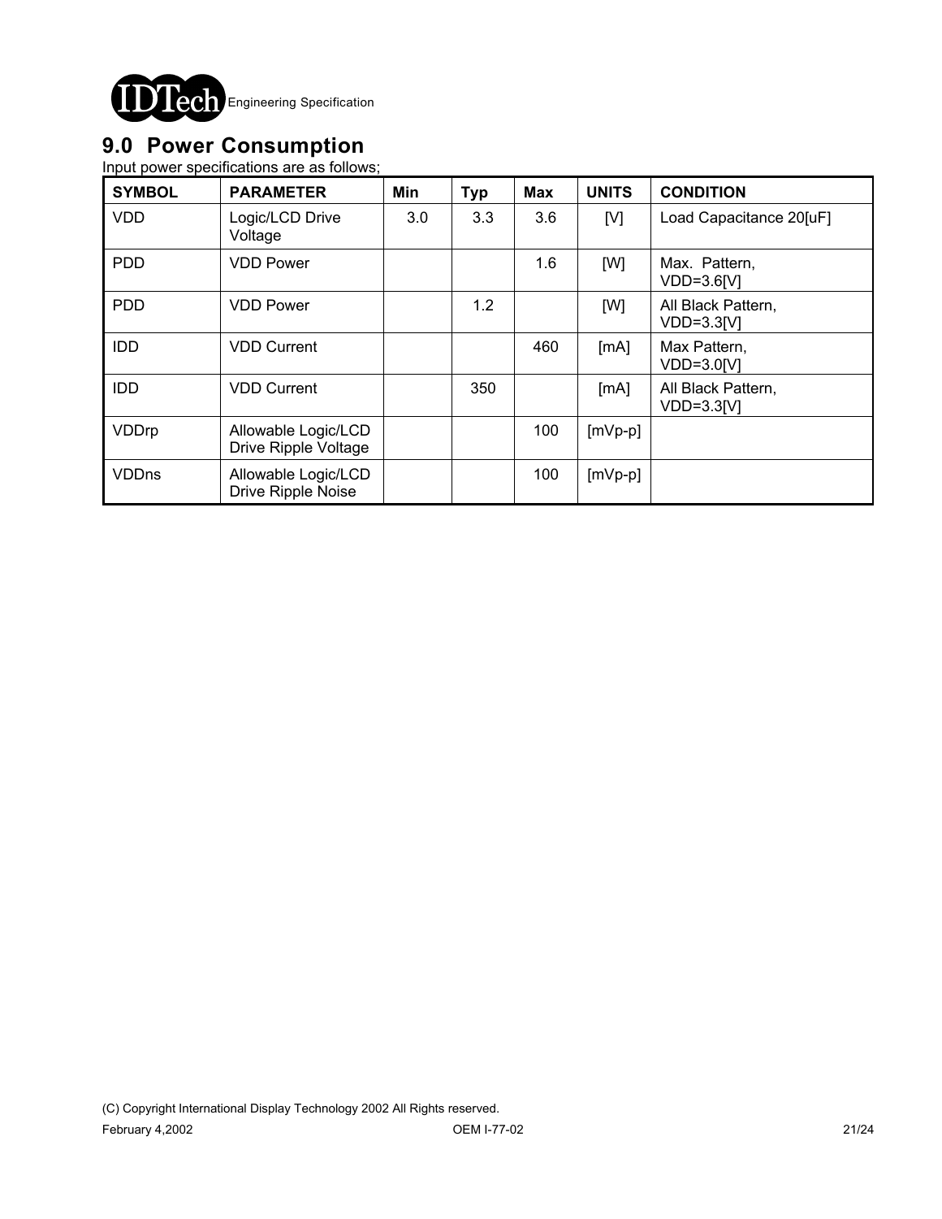## 9.0 Power Consumption

Input power specifications are as follows;

| SYMBOL | PARAMETER | Min | Typ | Max | UNITS | CONDITION |
|---|---|---|---|---|---|---|
| VDD | Logic/LCD Drive Voltage | 3.0 | 3.3 | 3.6 | [V] | Load Capacitance 20[uF] |
| PDD | VDD Power | | | 1.6 | [W] | Max. Pattern, VDD=3.6[V] |
| PDD | VDD Power | | 1.2 | | [W] | All Black Pattern, VDD=3.3[V] |
| IDD | VDD Current | | | 460 | [mA] | Max Pattern, VDD=3.0[V] |
| IDD | VDD Current | | 350 | | [mA] | All Black Pattern, VDD=3.3[V] |
| VDDrp | Allowable Logic/LCD Drive Ripple Voltage | | | 100 | [mVp-p] | |
| VDDns | Allowable Logic/LCD Drive Ripple Noise | | | 100 | [mVp-p] | |

(C) Copyright International Display Technology 2002 All Rights reserved.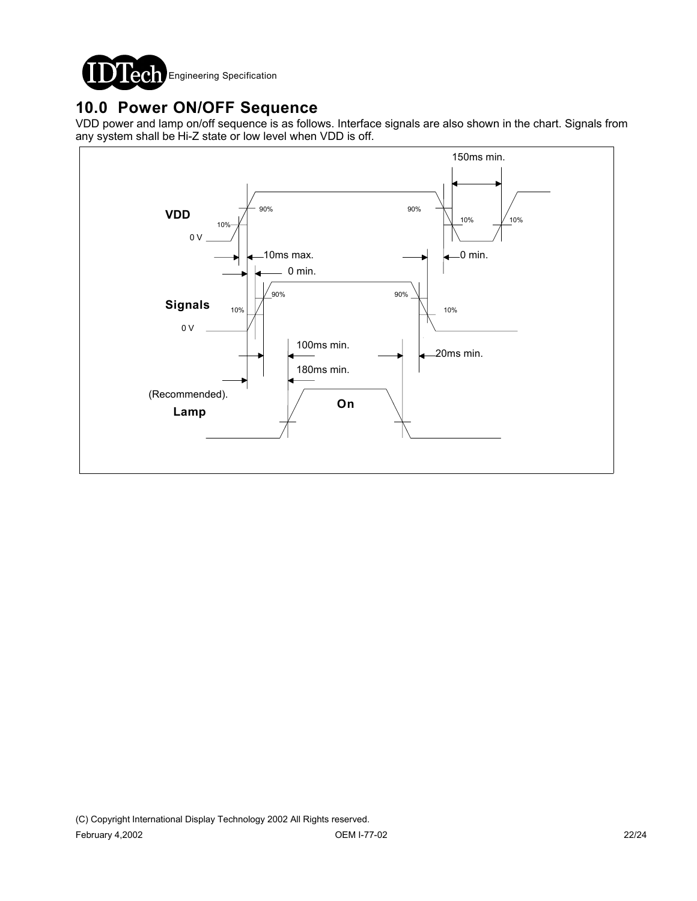# 10.0 Power ON/OFF Sequence

VDD power and lamp on/off sequence is as follows. Interface signals are also shown in the chart. Signals from any system shall be Hi-Z state or low level when VDD is off.

150ms min.

VDD

90% 90%

10% 10% 10%

0 V

10ms max. 0 min.

0 min.

Signals

90% 90%

10% 10%

0 V

100ms min. 20ms min.

180ms min.

(Recommended).

Lamp

On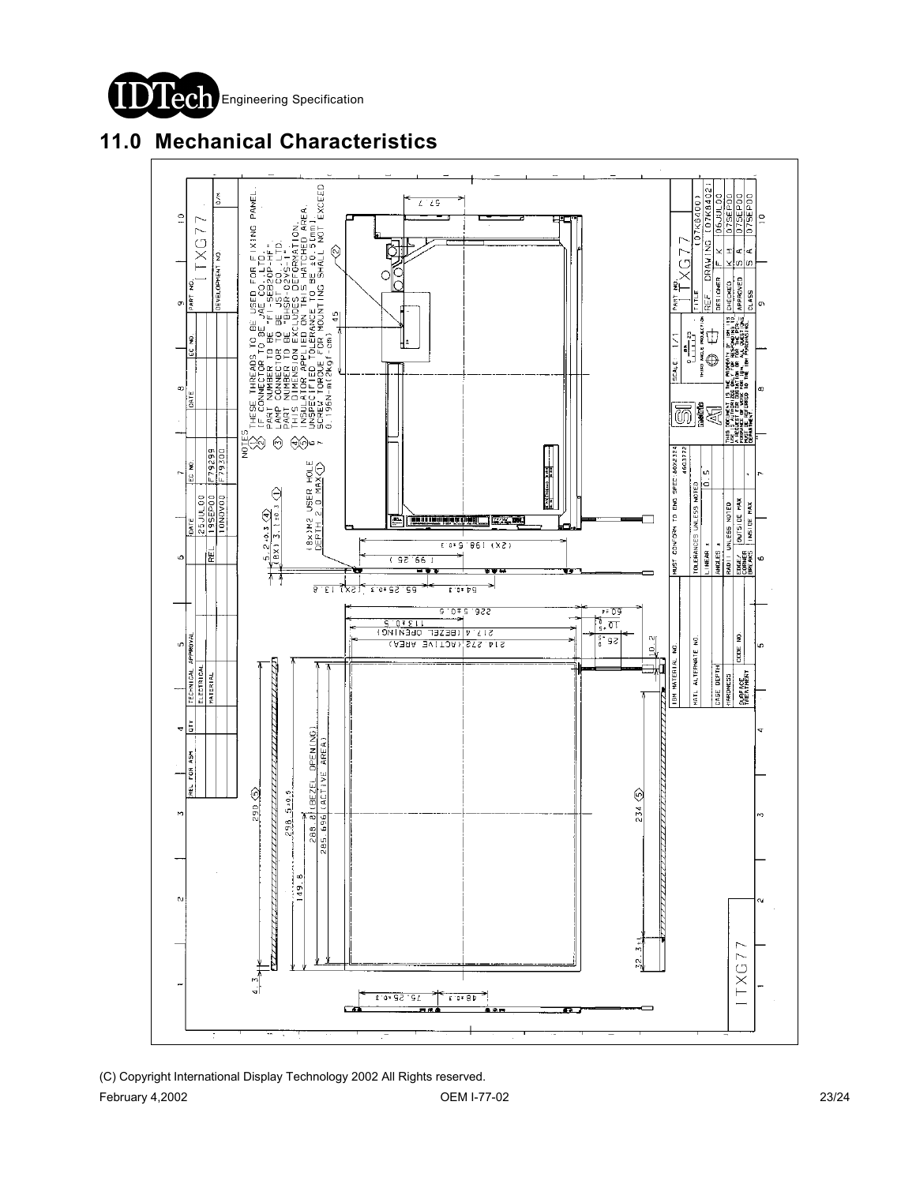# 11.0 Mechanical Characteristics

NOTES

1. THESE THREADS TO BE USED FOR FIXING PANEL.
2. IF CONNECTOR TO BE JAE CO.,LTD. PART NUMBER TO BE "FI-SEB20P-HF".
3. LAMP CONNECTOR TO BE JST CO.,LTD. PART NUMBER TO BE "BHSR-02VS-1".
4. THIS DIMENSION EXCLUDES DEFORMATION.
5. INSULATOR APPLIED ON THIS HATCHED AREA.
6. UNSPECIFIED TOLERANCE TO BE ±0.5(mm)
7. SCREW TORQUE FOR MOUNTING SHALL NOT EXCEED 0.196N-m(2kgf-cm)

(8x)M2 USER HOLE DEPTH 2.0 MAX (1)

| REL FOR ASM | QTY | TECHNICAL APPROVAL | DATE | EC NO. | DATE | EC NO. | PART NO. | ITXG77 |
|---|---|---|---|---|---|---|---|---|
| | | ELECTRICAL | 25JUL00 | | | | DEVELOPMENT NO | D/M |
| | | MATERIAL | REL 19SEP00 | F79299 | | | | |
| | | | 10NOV00 | F79300 | | | | |

| MUST CONFORM TO ENG SPEC 4002374 4603772 | | SCALE 1/1 | PART NO. ITXG77 | |
|---|---|---|---|---|
| TOLERANCES UNLESS NOTED | | THIRD ANGLE PROJECTION | TITLE | |
| LINEAR ± | 0.5 | | REF DRAWING | (07K8400) (07K8402) |
| ANGLES ± | | | DESIGNER F K | 06JUL00 |
| RADII UNLESS NOTED | | | CHECKED K H | 07SEP00 |
| EDGE/CORNER BREAKS | OUTSIDE MAX / INSIDE MAX | | APPROVED S A | 07SEP00 |
| | | | CLASS S A | 07SEP00 |

| IBM MATERIAL NO. | |
|---|---|
| MATL ALTERNATE NO. | |
| CASE DEPTH | |
| HARDNESS | CODE NO. |
| SURFACE TREATMENT | |

THIS DOCUMENT IS THE PROPERTY OF IBM. ITS USE AUTHORIZED ONLY FOR RESPONDING TO A REQUEST FOR QUOTATION OR FOR THE PERFORMANCE OF WORK FOR IBM. ALL QUESTIONS MUST BE REFERRED TO THE IBM PURCHASING DEPARTMENT.

ITXG77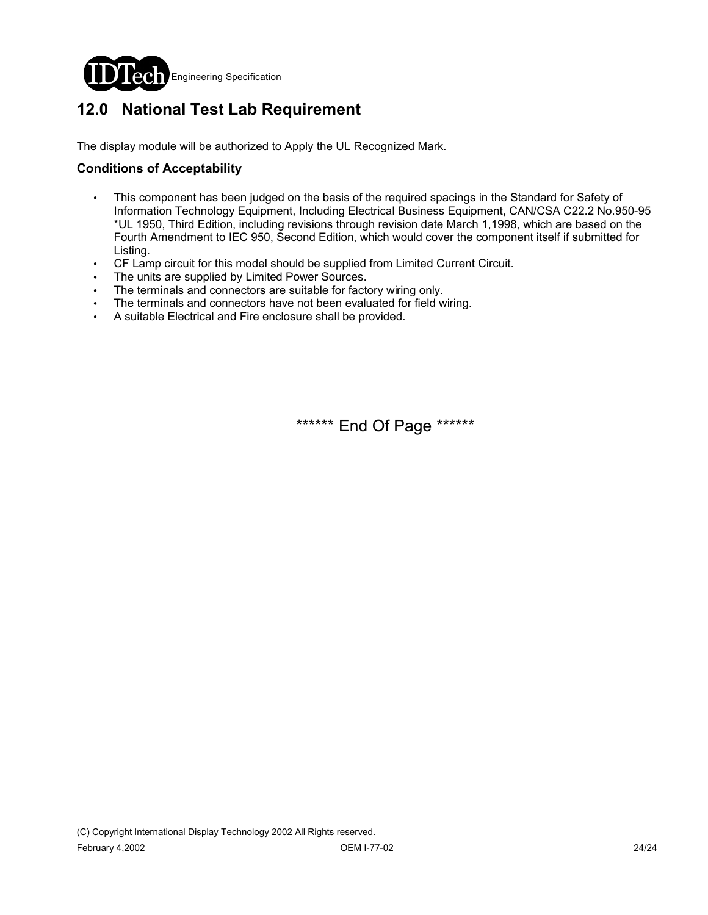## 12.0 National Test Lab Requirement

The display module will be authorized to Apply the UL Recognized Mark.

### Conditions of Acceptability

- This component has been judged on the basis of the required spacings in the Standard for Safety of Information Technology Equipment, Including Electrical Business Equipment, CAN/CSA C22.2 No.950-95 *UL 1950, Third Edition, including revisions through revision date March 1,1998, which are based on the Fourth Amendment to IEC 950, Second Edition, which would cover the component itself if submitted for Listing.
- CF Lamp circuit for this model should be supplied from Limited Current Circuit.
- The units are supplied by Limited Power Sources.
- The terminals and connectors are suitable for factory wiring only.
- The terminals and connectors have not been evaluated for field wiring.
- A suitable Electrical and Fire enclosure shall be provided.

****** End Of Page ******